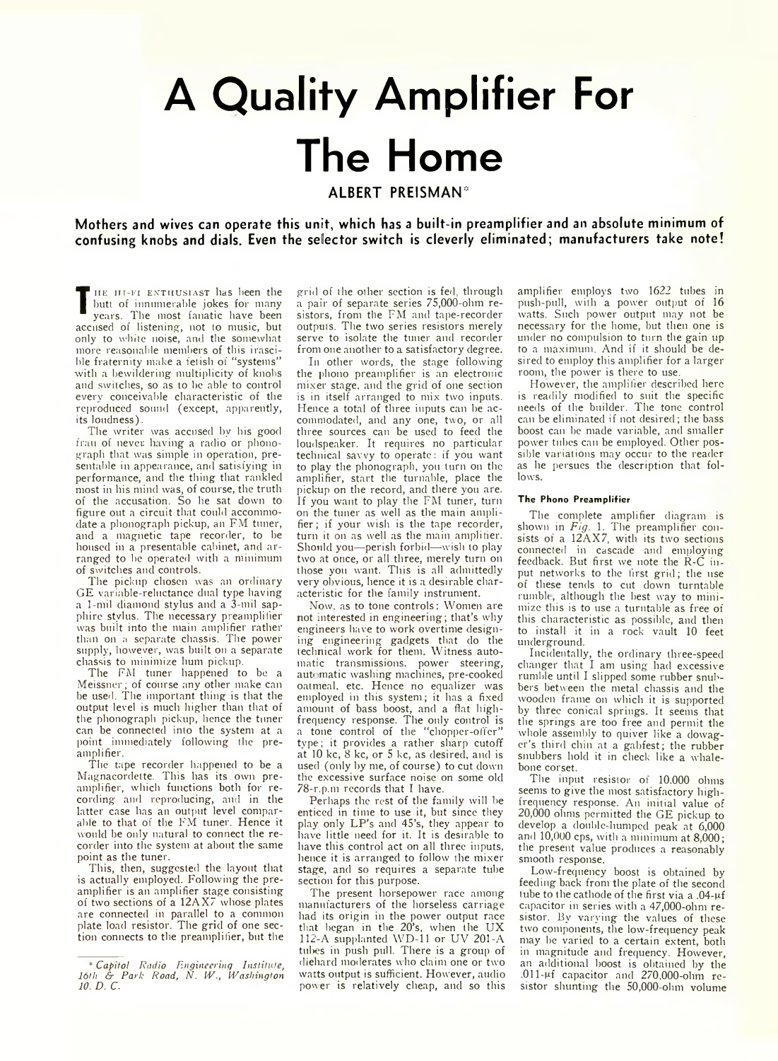# A Quality Amplifier For The Home

ALBERT PREISMAN*

**Mothers and wives can operate this unit, which has a built-in preamplifier and an absolute minimum of confusing knobs and dials. Even the selector switch is cleverly eliminated; manufacturers take note!**

THE HI-FI ENTHUSIAST has been the butt of innumerable jokes for many years. The most fanatic have been accused of listening, not to music, but only to white noise, and the somewhat more reasonable members of this irascible fraternity make a fetish of "systems" with a bewildering multiplicity of knobs and switches, so as to be able to control every conceivable characteristic of the reproduced sound (except, apparently, its loudness).

The writer was accused by his good frau of never having a radio or phonograph that was simple in operation, presentable in appearance, and satisfying in performance, and the thing that rankled most in his mind was, of course, the truth of the accusation. So he sat down to figure out a circuit that could accommodate a phonograph pickup, an FM tuner, and a magnetic tape recorder, to be housed in a presentable cabinet, and arranged to be operated with a minimum of switches and controls.

The pickup chosen was an ordinary GE variable-reluctance dual type having a 1-mil diamond stylus and a 3-mil sapphire stylus. The necessary preamplifier was built into the main amplifier rather than on a separate chassis. The power supply, however, was built on a separate chassis to minimize hum pickup.

The FM tuner happened to be a Meissner; of course any other make can be used. The important thing is that the output level is much higher than that of the phonograph pickup, hence the tuner can be connected into the system at a point immediately following the preamplifier.

The tape recorder happened to be a Magnacordette. This has its own preamplifier, which functions both for recording and reproducing, and in the latter case has an output level comparable to that of the FM tuner. Hence it would be only natural to connect the recorder into the system at about the same point as the tuner.

This, then, suggested the layout that is actually employed. Following the preamplifier is an amplifier stage consisting of two sections of a 12AX7 whose plates are connected in parallel to a common plate load resistor. The grid of one section connects to the preamplifier, but the grid of the other section is fed, through a pair of separate series 75,000-ohm resistors, from the FM and tape-recorder outputs. The two series resistors merely serve to isolate the tuner and recorder from one another to a satisfactory degree.

In other words, the stage following the phono preamplifier is an electronic mixer stage, and the grid of one section is in itself arranged to mix two inputs. Hence a total of three inputs can be accommodated, and any one, two, or all three sources can be used to feed the loudspeaker. It requires no particular technical savvy to operate: if you want to play the phonograph, you turn on the amplifier, start the turntable, place the pickup on the record, and there you are. If you want to play the FM tuner, turn on the tuner as well as the main amplifier; if your wish is the tape recorder, turn it on as well as the main amplifier. Should you—perish forbid—wish to play two at once, or all three, merely turn on those you want. This is all admittedly very obvious, hence it is a desirable characteristic for the family instrument.

Now, as to tone controls: Women are not interested in engineering; that's why engineers have to work overtime designing engineering gadgets that do the technical work for them. Witness automatic transmissions, power steering, automatic washing machines, pre-cooked oatmeal, etc. Hence no equalizer was employed in this system; it has a fixed amount of bass boost, and a flat high-frequency response. The only control is a tone control of the "chopper-offer" type; it provides a rather sharp cutoff at 10 kc, 8 kc, or 5 kc, as desired, and is used (only by me, of course) to cut down the excessive surface noise on some old 78-r.p.m records that I have.

Perhaps the rest of the family will be enticed in time to use it, but since they play only LP's and 45's, they appear to have little need for it. It is desirable to have this control act on all three inputs, hence it is arranged to follow the mixer stage, and so requires a separate tube section for this purpose.

The present horsepower race among manufacturers of the horseless carriage had its origin in the power output race that began in the 20's, when the UX 112-A supplanted WD-11 or UV 201-A tubes in push pull. There is a group of diehard moderates who claim one or two watts output is sufficient. However, audio power is relatively cheap, and so this amplifier employs two 1622 tubes in push-pull, with a power output of 16 watts. Such power output may not be necessary for the home, but then one is under no compulsion to turn the gain up to a maximum. And if it should be desired to employ this amplifier for a larger room, the power is there to use.

However, the amplifier described here is readily modified to suit the specific needs of the builder. The tone control can be eliminated if not desired; the bass boost can be made variable, and smaller power tubes can be employed. Other possible variations may occur to the reader as he persues the description that follows.

### The Phono Preamplifier

The complete amplifier diagram is shown in *Fig.* 1. The preamplifier consists of a 12AX7, with its two sections connected in cascade and employing feedback. But first we note the R-C input networks to the first grid; the use of these tends to cut down turntable rumble, although the best way to minimize this is to use a turntable as free of this characteristic as possible, and then to install it in a rock vault 10 feet underground.

Incidentally, the ordinary three-speed changer that I am using had excessive rumble until I slipped some rubber snubbers between the metal chassis and the wooden frame on which it is supported by three conical springs. It seems that the springs are too free and permit the whole assembly to quiver like a dowager's third chin at a gabfest; the rubber snubbers hold it in check like a whalebone corset.

The input resistor of 10,000 ohms seems to give the most satisfactory high-frequency response. An initial value of 20,000 ohms permitted the GE pickup to develop a double-humped peak at 6,000 and 10,000 cps, with a minimum at 8,000; the present value produces a reasonably smooth response.

Low-frequency boost is obtained by feeding back from the plate of the second tube to the cathode of the first via a .04-μf capacitor in series with a 47,000-ohm resistor. By varying the values of these two components, the low-frequency peak may be varied to a certain extent, both in magnitude and frequency. However, an additional boost is obtained by the .011-μf capacitor and 270,000-ohm resistor shunting the 50,000-ohm volume

\* *Capitol Radio Engineering Institute, 16th & Park Road, N. W., Washington 10. D. C.*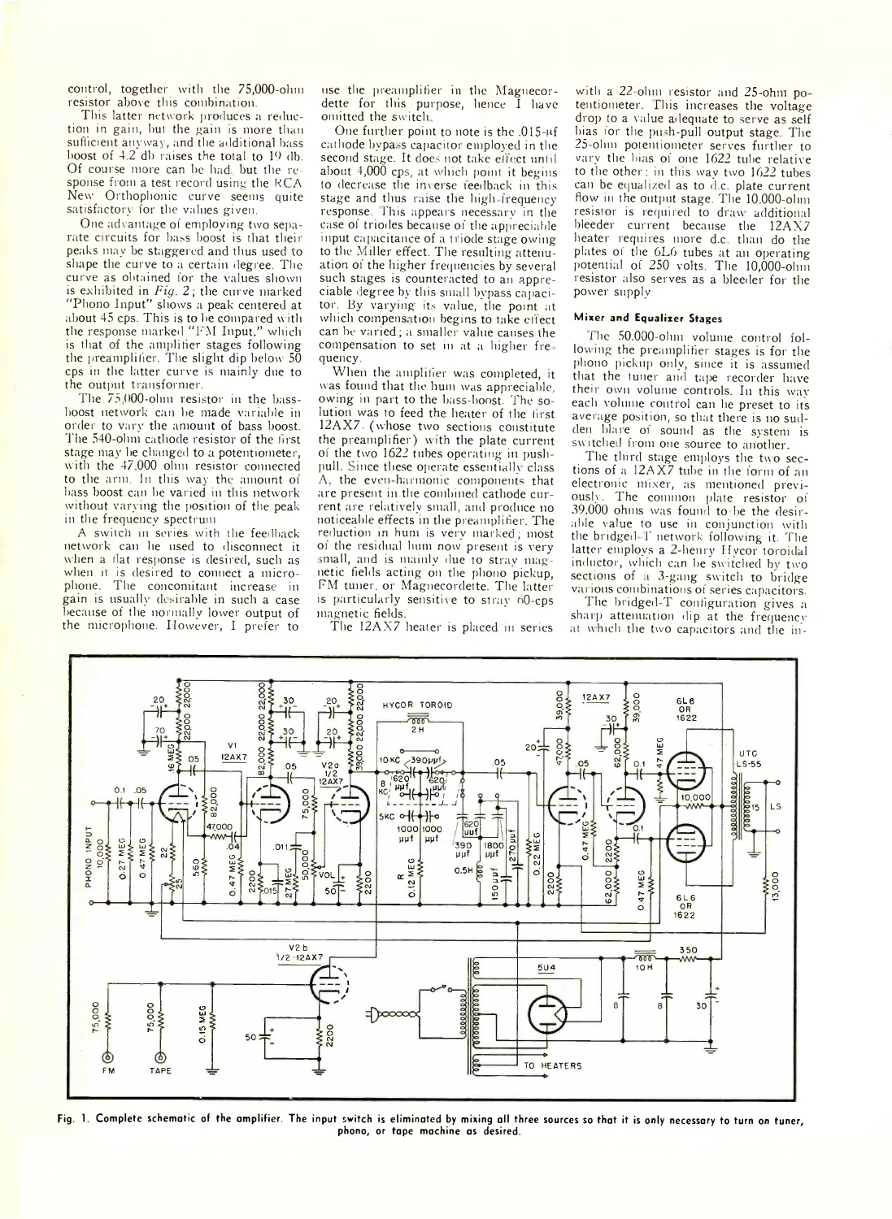control, together with the 75,000-ohm resistor above this combination.

This latter network produces a reduction in gain, but the gain is more than sufficient anyway, and the additional bass boost of 4.2 db raises the total to 19 db. Of course more can be had, but the response from a test record using the RCA New Orthophonic curve seems quite satisfactory for the values given.

One advantage of employing two separate circuits for bass boost is that their peaks may be staggered and thus used to shape the curve to a certain degree. The curve as obtained for the values shown is exhibited in *Fig. 2*; the curve marked "Phono Input" shows a peak centered at about 45 cps. This is to be compared with the response marked "FM Input," which is that of the amplifier stages following the preamplifier. The slight dip below 50 cps in the latter curve is mainly due to the output transformer.

The 75,000-ohm resistor in the bass-boost network can be made variable in order to vary the amount of bass boost. The 540-ohm cathode resistor of the first stage may be changed to a potentiometer, with the 47,000 ohm resistor connected to the arm. In this way the amount of bass boost can be varied in this network without varying the position of the peak in the frequency spectrum.

A switch in series with the feedback network can be used to disconnect it when a flat response is desired, such as when it is desired to connect a microphone. The concomitant increase in gain is usually desirable in such a case because of the normally lower output of the microphone. However, I prefer to use the preamplifier in the Magnecordette for this purpose, hence I have omitted the switch.

One further point to note is the .015-μf cathode bypass capacitor employed in the second stage. It does not take effect until about 4,000 cps, at which point it begins to decrease the inverse feedback in this stage and thus raise the high-frequency response. This appears necessary in the case of triodes because of the appreciable input capacitance of a triode stage owing to the Miller effect. The resulting attenuation of the higher frequencies by several such stages is counteracted to an appreciable degree by this small bypass capacitor. By varying its value, the point at which compensation begins to take effect can be varied; a smaller value causes the compensation to set in at a higher frequency.

When the amplifier was completed, it was found that the hum was appreciable, owing in part to the bass-boost. The solution was to feed the heater of the first 12AX7 (whose two sections constitute the preamplifier) with the plate current of the two 1622 tubes operating in push-pull. Since these operate essentially class A, the even-harmonic components that are present in the combined cathode current are relatively small, and produce no noticeable effects in the preamplifier. The reduction in hum is very marked; most of the residual hum now present is very small, and is mainly due to stray magnetic fields acting on the phono pickup, FM tuner, or Magnecordette. The latter is particularly sensitive to stray 60-cps magnetic fields.

The 12AX7 heater is placed in series with a 22-ohm resistor and 25-ohm potentiometer. This increases the voltage drop to a value adequate to serve as self bias for the push-pull output stage. The 25-ohm potentiometer serves further to vary the bias of one 1622 tube relative to the other; in this way two 1622 tubes can be equalized as to d.c. plate current flow in the output stage. The 10,000-ohm resistor is required to draw additional bleeder current because the 12AX7 heater requires more d.c. than do the plates of the 6L6 tubes at an operating potential of 250 volts. The 10,000-ohm resistor also serves as a bleeder for the power supply.

#### Mixer and Equalizer Stages

The 50,000-ohm volume control following the preamplifier stages is for the phono pickup only, since it is assumed that the tuner and tape recorder have their own volume controls. In this way each volume control can be preset to its average position, so that there is no sudden blare of sound as the system is switched from one source to another.

The third stage employs the two sections of a 12AX7 tube in the form of an electronic mixer, as mentioned previously. The common plate resistor of 39,000 ohms was found to be the desirable value to use in conjunction with the bridged-T network following it. The latter employs a 2-henry Hycor toroidal inductor, which can be switched by two sections of a 3-gang switch to bridge various combinations of series capacitors.

The bridged-T configuration gives a sharp attenuation dip at the frequency at which the two capacitors and the in-

**Fig. 1.** Complete schematic of the amplifier. The input switch is eliminated by mixing all three sources so that it is only necessary to turn on tuner, phono, or tape machine as desired.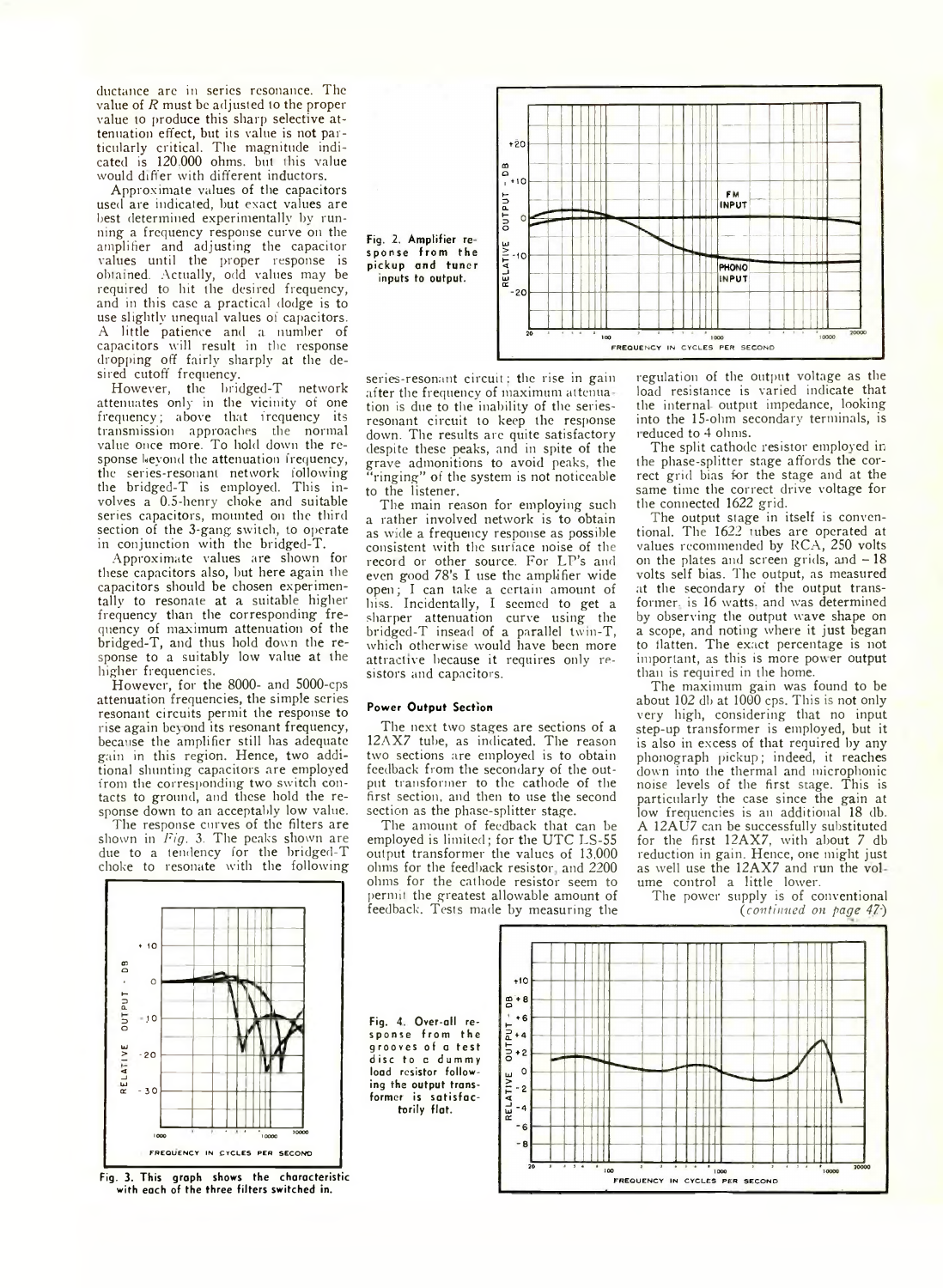ductance are in series resonance. The value of $R$ must be adjusted to the proper value to produce this sharp selective attenuation effect, but its value is not particularly critical. The magnitude indicated is 120,000 ohms, but this value would differ with different inductors.

Approximate values of the capacitors used are indicated, but exact values are best determined experimentally by running a frequency response curve on the amplifier and adjusting the capacitor values until the proper response is obtained. Actually, odd values may be required to hit the desired frequency, and in this case a practical dodge is to use slightly unequal values of capacitors. A little patience and a number of capacitors will result in the response dropping off fairly sharply at the desired cutoff frequency.

However, the bridged-T network attenuates only in the vicinity of one frequency; above that frequency its transmission approaches the normal value once more. To hold down the response beyond the attenuation frequency, the series-resonant network following the bridged-T is employed. This involves a 0.5-henry choke and suitable series capacitors, mounted on the third section of the 3-gang switch, to operate in conjunction with the bridged-T.

Approximate values are shown for these capacitors also, but here again the capacitors should be chosen experimentally to resonate at a suitable higher frequency than the corresponding frequency of maximum attenuation of the bridged-T, and thus hold down the response to a suitably low value at the higher frequencies.

However, for the 8000- and 5000-cps attenuation frequencies, the simple series resonant circuits permit the response to rise again beyond its resonant frequency, because the amplifier still has adequate gain in this region. Hence, two additional shunting capacitors are employed from the corresponding two switch contacts to ground, and these hold the response down to an acceptably low value.

The response curves of the filters are shown in *Fig. 3*. The peaks shown are due to a tendency for the bridged-T choke to resonate with the following series-resonant circuit; the rise in gain after the frequency of maximum attenuation is due to the inability of the series-resonant circuit to keep the response down. The results are quite satisfactory despite these peaks, and in spite of the grave admonitions to avoid peaks, the "ringing" of the system is not noticeable to the listener.

The main reason for employing such a rather involved network is to obtain as wide a frequency response as possible consistent with the surface noise of the record or other source. For LP's and even good 78's I use the amplifier wide open; I can take a certain amount of hiss. Incidentally, I seemed to get a sharper attenuation curve using the bridged-T instead of a parallel twin-T, which otherwise would have been more attractive because it requires only resistors and capacitors.

Fig. 2. Amplifier response from the pickup and tuner inputs to output.

Fig. 3. This graph shows the characteristic with each of the three filters switched in.

#### Power Output Section

The next two stages are sections of a 12AX7 tube, as indicated. The reason two sections are employed is to obtain feedback from the secondary of the output transformer to the cathode of the first section, and then to use the second section as the phase-splitter stage.

The amount of feedback that can be employed is limited; for the UTC LS-55 output transformer the values of 13,000 ohms for the feedback resistor, and 2200 ohms for the cathode resistor seem to permit the greatest allowable amount of feedback. Tests made by measuring the regulation of the output voltage as the load resistance is varied indicate that the internal output impedance, looking into the 15-ohm secondary terminals, is reduced to 4 ohms.

The split cathode resistor employed in the phase-splitter stage affords the correct grid bias for the stage and at the same time the correct drive voltage for the connected 1622 grid.

The output stage in itself is conventional. The 1622 tubes are operated at values recommended by RCA, 250 volts on the plates and screen grids, and −18 volts self bias. The output, as measured at the secondary of the output transformer, is 16 watts, and was determined by observing the output wave shape on a scope, and noting where it just began to flatten. The exact percentage is not important, as this is more power output than is required in the home.

The maximum gain was found to be about 102 db at 1000 cps. This is not only very high, considering that no input step-up transformer is employed, but it is also in excess of that required by any phonograph pickup; indeed, it reaches down into the thermal and microphonic noise levels of the first stage. This is particularly the case since the gain at low frequencies is an additional 18 db. A 12AU7 can be successfully substituted for the first 12AX7, with about 7 db reduction in gain. Hence, one might just as well use the 12AX7 and run the volume control a little lower.

The power supply is of conventional (*continued on page 47*)

Fig. 4. Over-all response from the grooves of a test disc to a dummy load resistor following the output transformer is satisfactorily flat.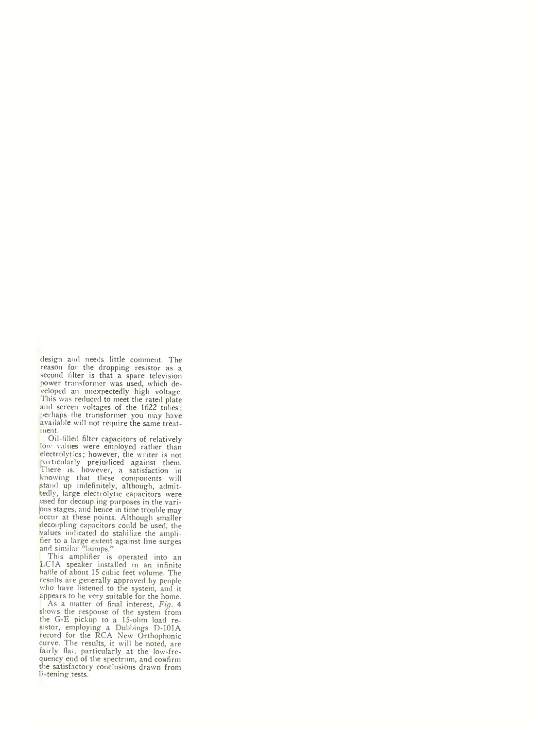design and needs little comment. The reason for the dropping resistor as a second filter is that a spare television power transformer was used, which developed an unexpectedly high voltage. This was reduced to meet the rated plate and screen voltages of the 1622 tubes; perhaps the transformer you may have available will not require the same treatment.

Oil-filled filter capacitors of relatively low values were employed rather than electrolytics; however, the writer is not particularly prejudiced against them. There is, however, a satisfaction in knowing that these components will stand up indefinitely, although, admittedly, large electrolytic capacitors were used for decoupling purposes in the various stages, and hence in time trouble may occur at these points. Although smaller decoupling capacitors could be used, the values indicated do stabilize the amplifier to a large extent against line surges and similar "bumps."

This amplifier is operated into an LC1A speaker installed in an infinite baffle of about 15 cubic feet volume. The results are generally approved by people who have listened to the system, and it appears to be very suitable for the home.

As a matter of final interest, *Fig.* 4 shows the response of the system from the G-E pickup to a 15-ohm load resistor, employing a Dubbings D-101A record for the RCA New Orthophonic curve. The results, it will be noted, are fairly flat, particularly at the low-frequency end of the spectrum, and confirm the satisfactory conclusions drawn from listening tests.